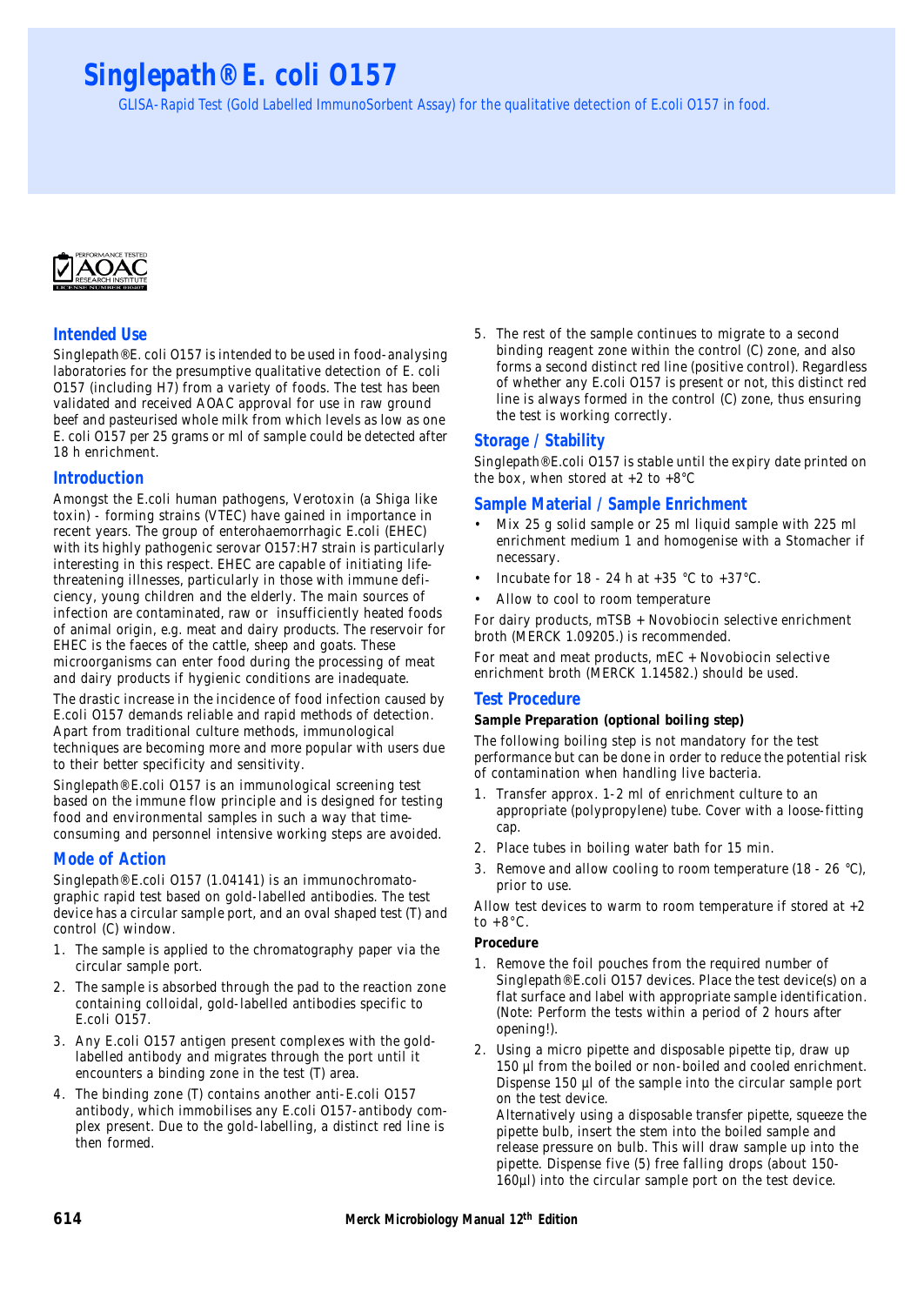# Singlepath® E. coli O157

GLISA-Rapid Test (Gold Labelled ImmunoSorbent Assay) for the qualitative detection of E.coli O157 in food.

PERFORMANCE TESTED AOAC RESEARCH INSTITUTE LICENSE NUMBER 010407

## Intended Use

Singlepath®E. coli O157 is intended to be used in food-analysing laboratories for the presumptive qualitative detection of E. coli O157 (including H7) from a variety of foods. The test has been validated and received AOAC approval for use in raw ground beef and pasteurised whole milk from which levels as low as one E. coli O157 per 25 grams or ml of sample could be detected after 18 h enrichment.

## Introduction

Amongst the E.coli human pathogens, Verotoxin (a Shiga like toxin) - forming strains (VTEC) have gained in importance in recent years. The group of enterohaemorrhagic E.coli (EHEC) with its highly pathogenic serovar O157:H7 strain is particularly interesting in this respect. EHEC are capable of initiating life-threatening illnesses, particularly in those with immune deficiency, young children and the elderly. The main sources of infection are contaminated, raw or insufficiently heated foods of animal origin, e.g. meat and dairy products. The reservoir for EHEC is the faeces of the cattle, sheep and goats. These microorganisms can enter food during the processing of meat and dairy products if hygienic conditions are inadequate.

The drastic increase in the incidence of food infection caused by E.coli O157 demands reliable and rapid methods of detection. Apart from traditional culture methods, immunological techniques are becoming more and more popular with users due to their better specificity and sensitivity.

Singlepath®E.coli O157 is an immunological screening test based on the immune flow principle and is designed for testing food and environmental samples in such a way that time-consuming and personnel intensive working steps are avoided.

## Mode of Action

Singlepath®E.coli O157 (1.04141) is an immunochromatographic rapid test based on gold-labelled antibodies. The test device has a circular sample port, and an oval shaped test (T) and control (C) window.

1. The sample is applied to the chromatography paper via the circular sample port.
2. The sample is absorbed through the pad to the reaction zone containing colloidal, gold-labelled antibodies specific to E.coli O157.
3. Any E.coli O157 antigen present complexes with the gold-labelled antibody and migrates through the port until it encounters a binding zone in the test (T) area.
4. The binding zone (T) contains another anti-E.coli O157 antibody, which immobilises any E.coli O157-antibody complex present. Due to the gold-labelling, a distinct red line is then formed.
5. The rest of the sample continues to migrate to a second binding reagent zone within the control (C) zone, and also forms a second distinct red line (positive control). Regardless of whether any E.coli O157 is present or not, this distinct red line is always formed in the control (C) zone, thus ensuring the test is working correctly.

## Storage / Stability

Singlepath®E.coli O157 is stable until the expiry date printed on the box, when stored at +2 to +8°C

## Sample Material / Sample Enrichment

- Mix 25 g solid sample or 25 ml liquid sample with 225 ml enrichment medium 1 and homogenise with a Stomacher if necessary.
- Incubate for 18 - 24 h at +35 °C to +37°C.
- Allow to cool to room temperature

For dairy products, mTSB + Novobiocin selective enrichment broth (MERCK 1.09205.) is recommended.

For meat and meat products, mEC + Novobiocin selective enrichment broth (MERCK 1.14582.) should be used.

## Test Procedure

**Sample Preparation (optional boiling step)**

The following boiling step is not mandatory for the test performance but can be done in order to reduce the potential risk of contamination when handling live bacteria.

1. Transfer approx. 1-2 ml of enrichment culture to an appropriate (polypropylene) tube. Cover with a loose-fitting cap.
2. Place tubes in boiling water bath for 15 min.
3. Remove and allow cooling to room temperature (18 - 26 °C), prior to use.

Allow test devices to warm to room temperature if stored at +2 to +8°C.

**Procedure**

1. Remove the foil pouches from the required number of Singlepath®E.coli O157 devices. Place the test device(s) on a flat surface and label with appropriate sample identification. (Note: Perform the tests within a period of 2 hours after opening!).
2. Using a micro pipette and disposable pipette tip, draw up 150 µl from the boiled or non-boiled and cooled enrichment. Dispense 150 µl of the sample into the circular sample port on the test device.
   Alternatively using a disposable transfer pipette, squeeze the pipette bulb, insert the stem into the boiled sample and release pressure on bulb. This will draw sample up into the pipette. Dispense five (5) free falling drops (about 150-160µl) into the circular sample port on the test device.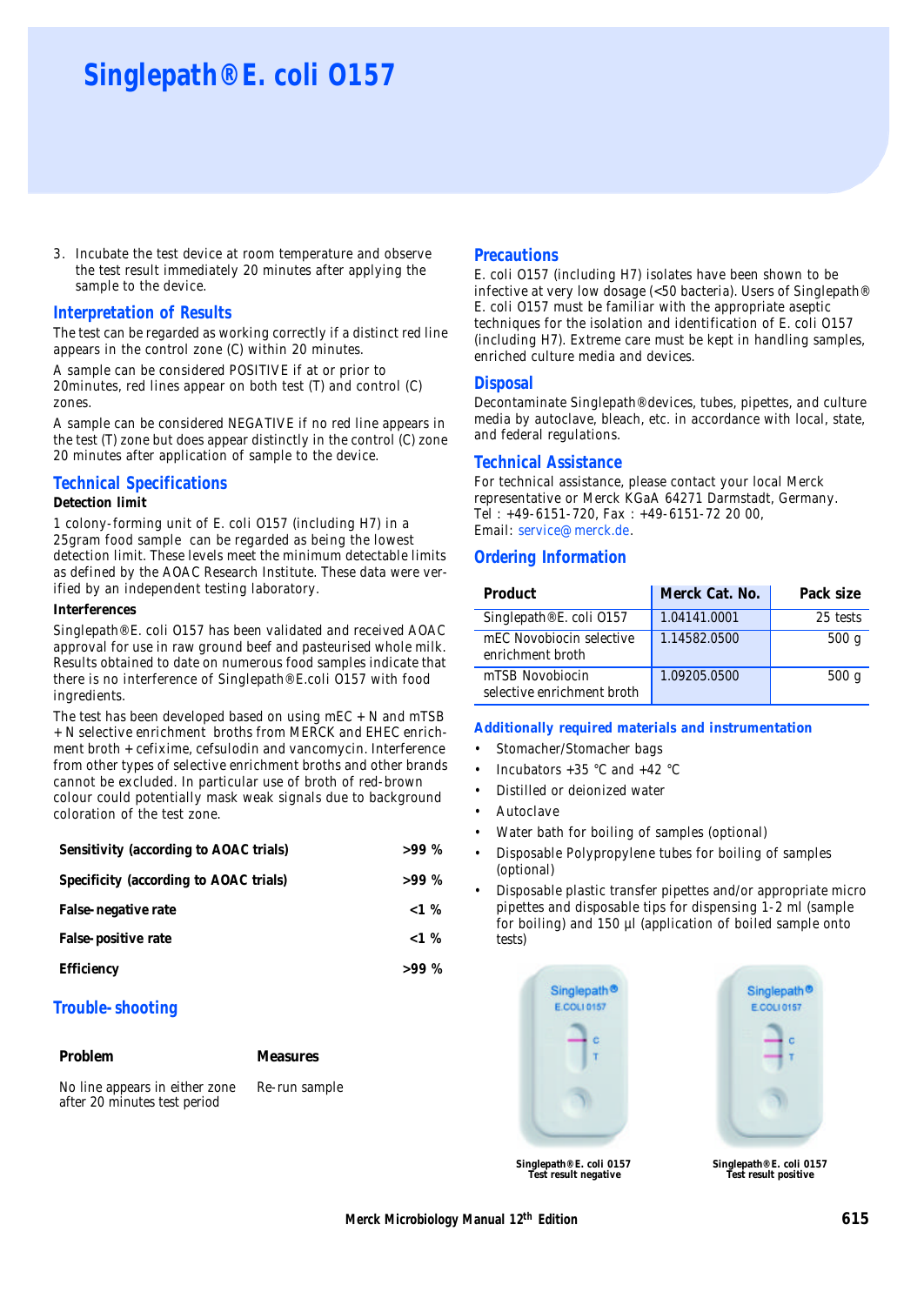# Singlepath® E. coli O157

3. Incubate the test device at room temperature and observe the test result immediately 20 minutes after applying the sample to the device.

## Interpretation of Results

The test can be regarded as working correctly if a distinct red line appears in the control zone (C) within 20 minutes.

A sample can be considered POSITIVE if at or prior to 20minutes, red lines appear on both test (T) and control (C) zones.

A sample can be considered NEGATIVE if no red line appears in the test (T) zone but does appear distinctly in the control (C) zone 20 minutes after application of sample to the device.

## Technical Specifications

**Detection limit**

1 colony-forming unit of E. coli O157 (including H7) in a 25gram food sample can be regarded as being the lowest detection limit. These levels meet the minimum detectable limits as defined by the AOAC Research Institute. These data were verified by an independent testing laboratory.

**Interferences**

Singlepath® E. coli O157 has been validated and received AOAC approval for use in raw ground beef and pasteurised whole milk. Results obtained to date on numerous food samples indicate that there is no interference of Singlepath® E.coli O157 with food ingredients.

The test has been developed based on using mEC + N and mTSB + N selective enrichment broths from MERCK and EHEC enrichment broth + cefixime, cefsulodin and vancomycin. Interference from other types of selective enrichment broths and other brands cannot be excluded. In particular use of broth of red-brown colour could potentially mask weak signals due to background coloration of the test zone.

| | |
|---|---|
| **Sensitivity (according to AOAC trials)** | >99 % |
| **Specificity (according to AOAC trials)** | >99 % |
| **False-negative rate** | <1 % |
| **False-positive rate** | <1 % |
| **Efficiency** | >99 % |

## Trouble-shooting

| Problem | Measures |
|---|---|
| No line appears in either zone after 20 minutes test period | Re-run sample |

## Precautions

E. coli O157 (including H7) isolates have been shown to be infective at very low dosage (<50 bacteria). Users of Singlepath® E. coli O157 must be familiar with the appropriate aseptic techniques for the isolation and identification of E. coli O157 (including H7). Extreme care must be kept in handling samples, enriched culture media and devices.

## Disposal

Decontaminate Singlepath® devices, tubes, pipettes, and culture media by autoclave, bleach, etc. in accordance with local, state, and federal regulations.

## Technical Assistance

For technical assistance, please contact your local Merck representative or Merck KGaA 64271 Darmstadt, Germany.
Tel : +49-6151-720, Fax : +49-6151-72 20 00,
Email: service@merck.de.

## Ordering Information

| Product | Merck Cat. No. | Pack size |
|---|---|---|
| Singlepath® E. coli O157 | 1.04141.0001 | 25 tests |
| mEC Novobiocin selective enrichment broth | 1.14582.0500 | 500 g |
| mTSB Novobiocin selective enrichment broth | 1.09205.0500 | 500 g |

### Additionally required materials and instrumentation

- Stomacher/Stomacher bags
- Incubators +35 °C and +42 °C
- Distilled or deionized water
- Autoclave
- Water bath for boiling of samples (optional)
- Disposable Polypropylene tubes for boiling of samples (optional)
- Disposable plastic transfer pipettes and/or appropriate micro pipettes and disposable tips for dispensing 1-2 ml (sample for boiling) and 150 µl (application of boiled sample onto tests)

Singlepath® E. coli O157
Test result negative

Singlepath® E. coli O157
Test result positive